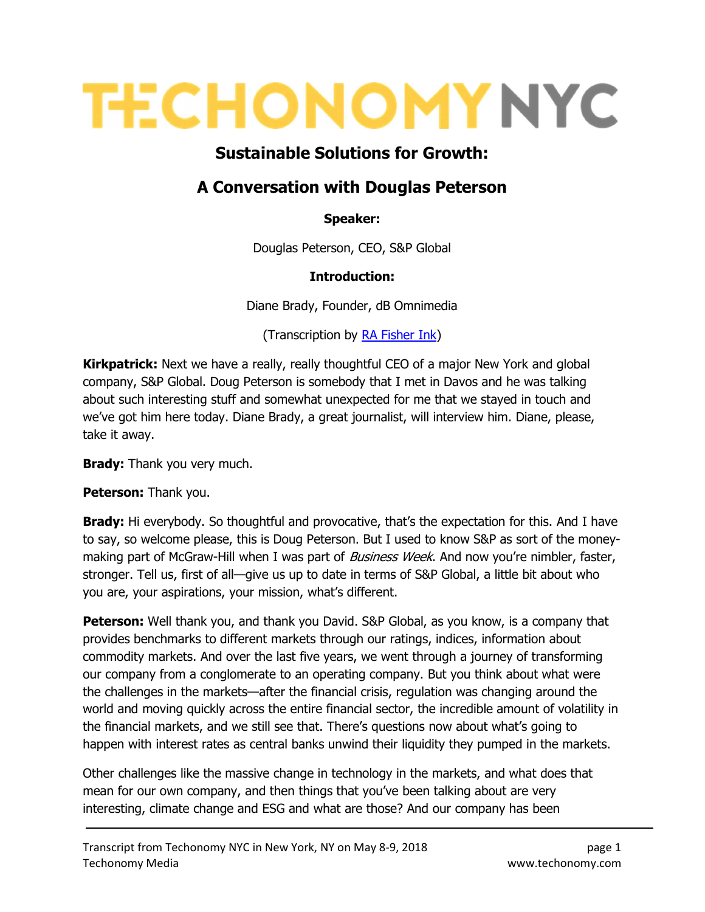# TECHONOMY NYC

## Sustainable Solutions for Growth:

## A Conversation with Douglas Peterson

**Speaker:**

Douglas Peterson, CEO, S&P Global

**Introduction:**

Diane Brady, Founder, dB Omnimedia

(Transcription by RA Fisher Ink)

**Kirkpatrick:** Next we have a really, really thoughtful CEO of a major New York and global company, S&P Global. Doug Peterson is somebody that I met in Davos and he was talking about such interesting stuff and somewhat unexpected for me that we stayed in touch and we've got him here today. Diane Brady, a great journalist, will interview him. Diane, please, take it away.

**Brady:** Thank you very much.

**Peterson:** Thank you.

**Brady:** Hi everybody. So thoughtful and provocative, that's the expectation for this. And I have to say, so welcome please, this is Doug Peterson. But I used to know S&P as sort of the money-making part of McGraw-Hill when I was part of *Business Week*. And now you're nimbler, faster, stronger. Tell us, first of all—give us up to date in terms of S&P Global, a little bit about who you are, your aspirations, your mission, what's different.

**Peterson:** Well thank you, and thank you David. S&P Global, as you know, is a company that provides benchmarks to different markets through our ratings, indices, information about commodity markets. And over the last five years, we went through a journey of transforming our company from a conglomerate to an operating company. But you think about what were the challenges in the markets—after the financial crisis, regulation was changing around the world and moving quickly across the entire financial sector, the incredible amount of volatility in the financial markets, and we still see that. There's questions now about what's going to happen with interest rates as central banks unwind their liquidity they pumped in the markets.

Other challenges like the massive change in technology in the markets, and what does that mean for our own company, and then things that you've been talking about are very interesting, climate change and ESG and what are those? And our company has been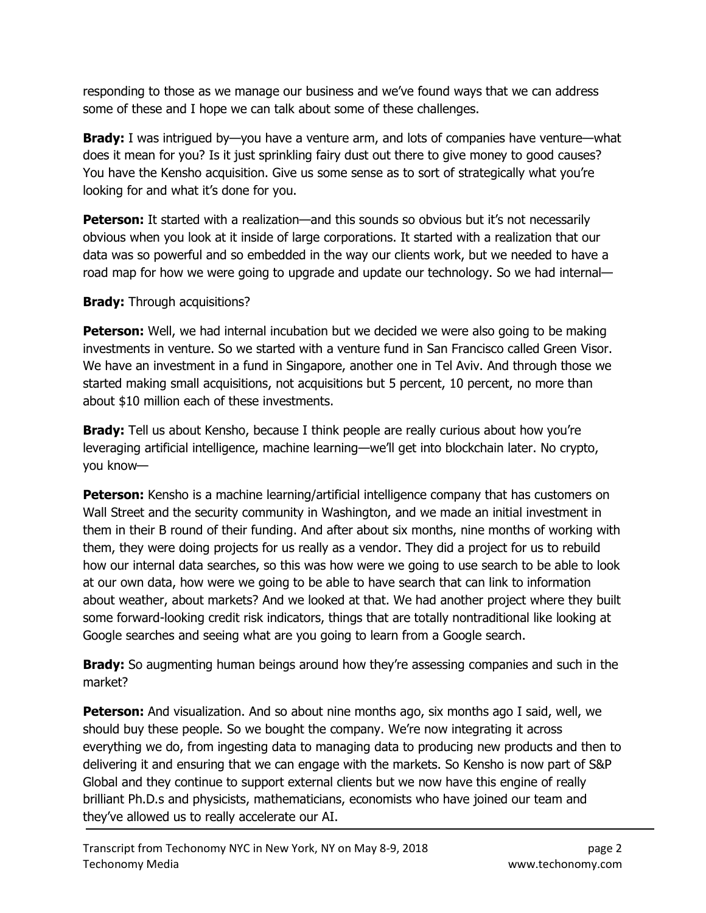responding to those as we manage our business and we've found ways that we can address some of these and I hope we can talk about some of these challenges.

**Brady:** I was intrigued by—you have a venture arm, and lots of companies have venture—what does it mean for you? Is it just sprinkling fairy dust out there to give money to good causes? You have the Kensho acquisition. Give us some sense as to sort of strategically what you're looking for and what it's done for you.

**Peterson:** It started with a realization—and this sounds so obvious but it's not necessarily obvious when you look at it inside of large corporations. It started with a realization that our data was so powerful and so embedded in the way our clients work, but we needed to have a road map for how we were going to upgrade and update our technology. So we had internal—

**Brady:** Through acquisitions?

**Peterson:** Well, we had internal incubation but we decided we were also going to be making investments in venture. So we started with a venture fund in San Francisco called Green Visor. We have an investment in a fund in Singapore, another one in Tel Aviv. And through those we started making small acquisitions, not acquisitions but 5 percent, 10 percent, no more than about $10 million each of these investments.

**Brady:** Tell us about Kensho, because I think people are really curious about how you're leveraging artificial intelligence, machine learning—we'll get into blockchain later. No crypto, you know—

**Peterson:** Kensho is a machine learning/artificial intelligence company that has customers on Wall Street and the security community in Washington, and we made an initial investment in them in their B round of their funding. And after about six months, nine months of working with them, they were doing projects for us really as a vendor. They did a project for us to rebuild how our internal data searches, so this was how were we going to use search to be able to look at our own data, how were we going to be able to have search that can link to information about weather, about markets? And we looked at that. We had another project where they built some forward-looking credit risk indicators, things that are totally nontraditional like looking at Google searches and seeing what are you going to learn from a Google search.

**Brady:** So augmenting human beings around how they're assessing companies and such in the market?

**Peterson:** And visualization. And so about nine months ago, six months ago I said, well, we should buy these people. So we bought the company. We're now integrating it across everything we do, from ingesting data to managing data to producing new products and then to delivering it and ensuring that we can engage with the markets. So Kensho is now part of S&P Global and they continue to support external clients but we now have this engine of really brilliant Ph.D.s and physicists, mathematicians, economists who have joined our team and they've allowed us to really accelerate our AI.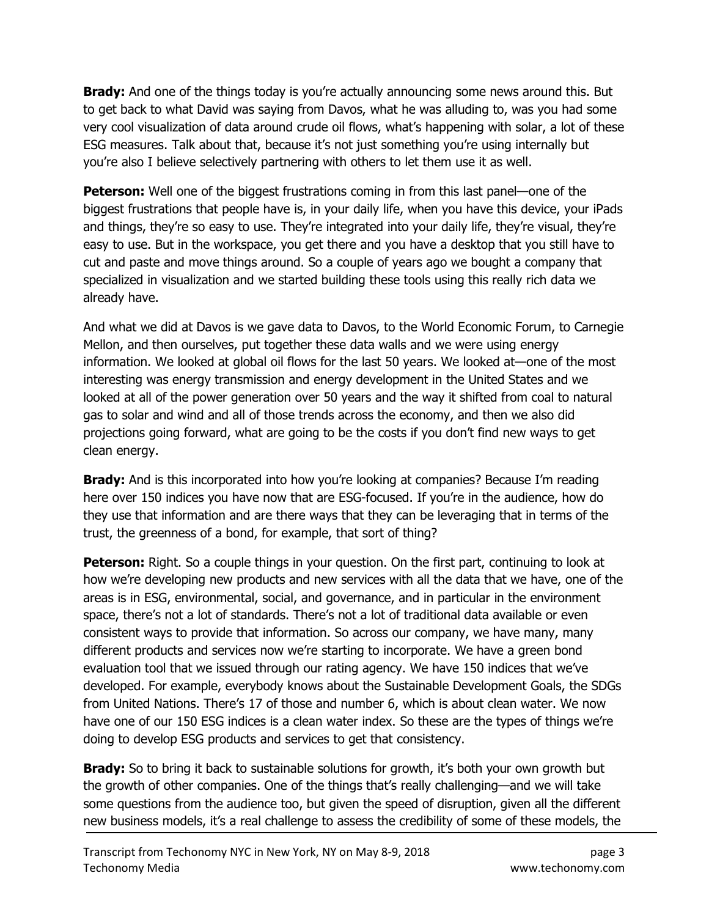**Brady:** And one of the things today is you're actually announcing some news around this. But to get back to what David was saying from Davos, what he was alluding to, was you had some very cool visualization of data around crude oil flows, what's happening with solar, a lot of these ESG measures. Talk about that, because it's not just something you're using internally but you're also I believe selectively partnering with others to let them use it as well.

**Peterson:** Well one of the biggest frustrations coming in from this last panel—one of the biggest frustrations that people have is, in your daily life, when you have this device, your iPads and things, they're so easy to use. They're integrated into your daily life, they're visual, they're easy to use. But in the workspace, you get there and you have a desktop that you still have to cut and paste and move things around. So a couple of years ago we bought a company that specialized in visualization and we started building these tools using this really rich data we already have.

And what we did at Davos is we gave data to Davos, to the World Economic Forum, to Carnegie Mellon, and then ourselves, put together these data walls and we were using energy information. We looked at global oil flows for the last 50 years. We looked at—one of the most interesting was energy transmission and energy development in the United States and we looked at all of the power generation over 50 years and the way it shifted from coal to natural gas to solar and wind and all of those trends across the economy, and then we also did projections going forward, what are going to be the costs if you don't find new ways to get clean energy.

**Brady:** And is this incorporated into how you're looking at companies? Because I'm reading here over 150 indices you have now that are ESG-focused. If you're in the audience, how do they use that information and are there ways that they can be leveraging that in terms of the trust, the greenness of a bond, for example, that sort of thing?

**Peterson:** Right. So a couple things in your question. On the first part, continuing to look at how we're developing new products and new services with all the data that we have, one of the areas is in ESG, environmental, social, and governance, and in particular in the environment space, there's not a lot of standards. There's not a lot of traditional data available or even consistent ways to provide that information. So across our company, we have many, many different products and services now we're starting to incorporate. We have a green bond evaluation tool that we issued through our rating agency. We have 150 indices that we've developed. For example, everybody knows about the Sustainable Development Goals, the SDGs from United Nations. There's 17 of those and number 6, which is about clean water. We now have one of our 150 ESG indices is a clean water index. So these are the types of things we're doing to develop ESG products and services to get that consistency.

**Brady:** So to bring it back to sustainable solutions for growth, it's both your own growth but the growth of other companies. One of the things that's really challenging—and we will take some questions from the audience too, but given the speed of disruption, given all the different new business models, it's a real challenge to assess the credibility of some of these models, the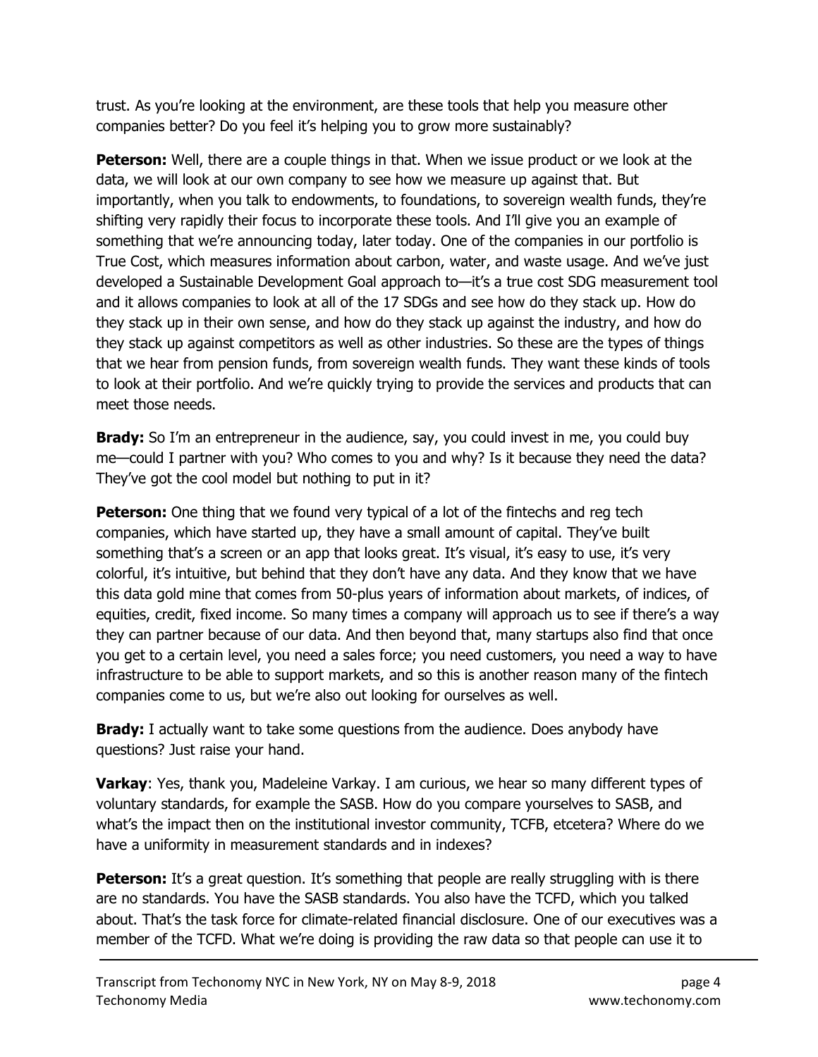trust. As you're looking at the environment, are these tools that help you measure other companies better? Do you feel it's helping you to grow more sustainably?

**Peterson:** Well, there are a couple things in that. When we issue product or we look at the data, we will look at our own company to see how we measure up against that. But importantly, when you talk to endowments, to foundations, to sovereign wealth funds, they're shifting very rapidly their focus to incorporate these tools. And I'll give you an example of something that we're announcing today, later today. One of the companies in our portfolio is True Cost, which measures information about carbon, water, and waste usage. And we've just developed a Sustainable Development Goal approach to—it's a true cost SDG measurement tool and it allows companies to look at all of the 17 SDGs and see how do they stack up. How do they stack up in their own sense, and how do they stack up against the industry, and how do they stack up against competitors as well as other industries. So these are the types of things that we hear from pension funds, from sovereign wealth funds. They want these kinds of tools to look at their portfolio. And we're quickly trying to provide the services and products that can meet those needs.

**Brady:** So I'm an entrepreneur in the audience, say, you could invest in me, you could buy me—could I partner with you? Who comes to you and why? Is it because they need the data? They've got the cool model but nothing to put in it?

**Peterson:** One thing that we found very typical of a lot of the fintechs and reg tech companies, which have started up, they have a small amount of capital. They've built something that's a screen or an app that looks great. It's visual, it's easy to use, it's very colorful, it's intuitive, but behind that they don't have any data. And they know that we have this data gold mine that comes from 50-plus years of information about markets, of indices, of equities, credit, fixed income. So many times a company will approach us to see if there's a way they can partner because of our data. And then beyond that, many startups also find that once you get to a certain level, you need a sales force; you need customers, you need a way to have infrastructure to be able to support markets, and so this is another reason many of the fintech companies come to us, but we're also out looking for ourselves as well.

**Brady:** I actually want to take some questions from the audience. Does anybody have questions? Just raise your hand.

**Varkay**: Yes, thank you, Madeleine Varkay. I am curious, we hear so many different types of voluntary standards, for example the SASB. How do you compare yourselves to SASB, and what's the impact then on the institutional investor community, TCFB, etcetera? Where do we have a uniformity in measurement standards and in indexes?

**Peterson:** It's a great question. It's something that people are really struggling with is there are no standards. You have the SASB standards. You also have the TCFD, which you talked about. That's the task force for climate-related financial disclosure. One of our executives was a member of the TCFD. What we're doing is providing the raw data so that people can use it to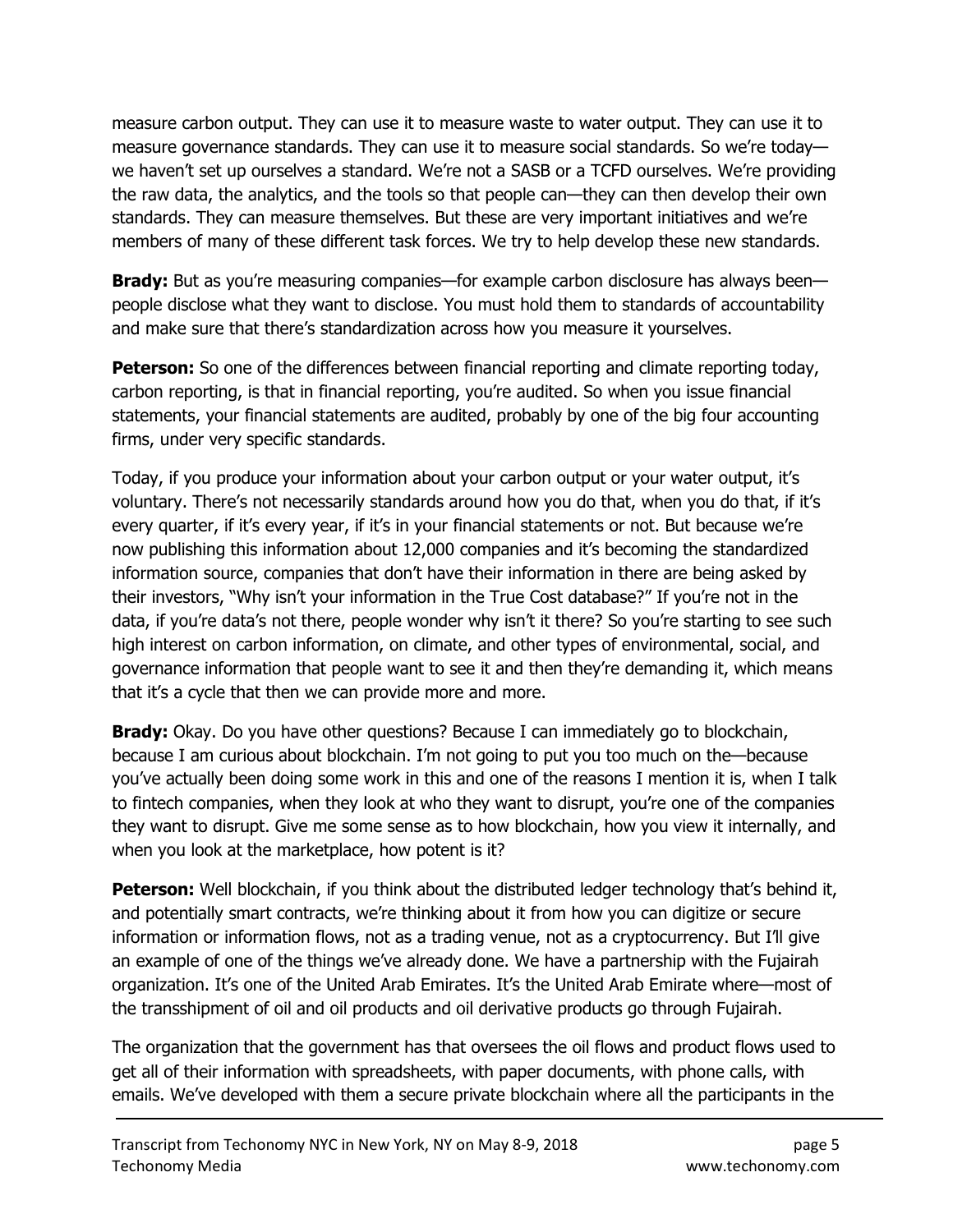measure carbon output. They can use it to measure waste to water output. They can use it to measure governance standards. They can use it to measure social standards. So we're today—we haven't set up ourselves a standard. We're not a SASB or a TCFD ourselves. We're providing the raw data, the analytics, and the tools so that people can—they can then develop their own standards. They can measure themselves. But these are very important initiatives and we're members of many of these different task forces. We try to help develop these new standards.

**Brady:** But as you're measuring companies—for example carbon disclosure has always been—people disclose what they want to disclose. You must hold them to standards of accountability and make sure that there's standardization across how you measure it yourselves.

**Peterson:** So one of the differences between financial reporting and climate reporting today, carbon reporting, is that in financial reporting, you're audited. So when you issue financial statements, your financial statements are audited, probably by one of the big four accounting firms, under very specific standards.

Today, if you produce your information about your carbon output or your water output, it's voluntary. There's not necessarily standards around how you do that, when you do that, if it's every quarter, if it's every year, if it's in your financial statements or not. But because we're now publishing this information about 12,000 companies and it's becoming the standardized information source, companies that don't have their information in there are being asked by their investors, "Why isn't your information in the True Cost database?" If you're not in the data, if you're data's not there, people wonder why isn't it there? So you're starting to see such high interest on carbon information, on climate, and other types of environmental, social, and governance information that people want to see it and then they're demanding it, which means that it's a cycle that then we can provide more and more.

**Brady:** Okay. Do you have other questions? Because I can immediately go to blockchain, because I am curious about blockchain. I'm not going to put you too much on the—because you've actually been doing some work in this and one of the reasons I mention it is, when I talk to fintech companies, when they look at who they want to disrupt, you're one of the companies they want to disrupt. Give me some sense as to how blockchain, how you view it internally, and when you look at the marketplace, how potent is it?

**Peterson:** Well blockchain, if you think about the distributed ledger technology that's behind it, and potentially smart contracts, we're thinking about it from how you can digitize or secure information or information flows, not as a trading venue, not as a cryptocurrency. But I'll give an example of one of the things we've already done. We have a partnership with the Fujairah organization. It's one of the United Arab Emirates. It's the United Arab Emirate where—most of the transshipment of oil and oil products and oil derivative products go through Fujairah.

The organization that the government has that oversees the oil flows and product flows used to get all of their information with spreadsheets, with paper documents, with phone calls, with emails. We've developed with them a secure private blockchain where all the participants in the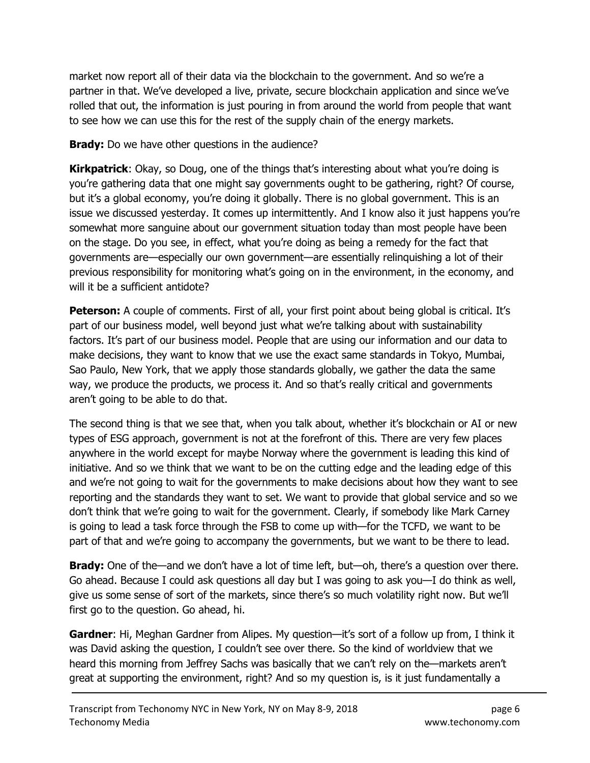market now report all of their data via the blockchain to the government. And so we're a partner in that. We've developed a live, private, secure blockchain application and since we've rolled that out, the information is just pouring in from around the world from people that want to see how we can use this for the rest of the supply chain of the energy markets.

**Brady:** Do we have other questions in the audience?

**Kirkpatrick**: Okay, so Doug, one of the things that's interesting about what you're doing is you're gathering data that one might say governments ought to be gathering, right? Of course, but it's a global economy, you're doing it globally. There is no global government. This is an issue we discussed yesterday. It comes up intermittently. And I know also it just happens you're somewhat more sanguine about our government situation today than most people have been on the stage. Do you see, in effect, what you're doing as being a remedy for the fact that governments are—especially our own government—are essentially relinquishing a lot of their previous responsibility for monitoring what's going on in the environment, in the economy, and will it be a sufficient antidote?

**Peterson:** A couple of comments. First of all, your first point about being global is critical. It's part of our business model, well beyond just what we're talking about with sustainability factors. It's part of our business model. People that are using our information and our data to make decisions, they want to know that we use the exact same standards in Tokyo, Mumbai, Sao Paulo, New York, that we apply those standards globally, we gather the data the same way, we produce the products, we process it. And so that's really critical and governments aren't going to be able to do that.

The second thing is that we see that, when you talk about, whether it's blockchain or AI or new types of ESG approach, government is not at the forefront of this. There are very few places anywhere in the world except for maybe Norway where the government is leading this kind of initiative. And so we think that we want to be on the cutting edge and the leading edge of this and we're not going to wait for the governments to make decisions about how they want to see reporting and the standards they want to set. We want to provide that global service and so we don't think that we're going to wait for the government. Clearly, if somebody like Mark Carney is going to lead a task force through the FSB to come up with—for the TCFD, we want to be part of that and we're going to accompany the governments, but we want to be there to lead.

**Brady:** One of the—and we don't have a lot of time left, but—oh, there's a question over there. Go ahead. Because I could ask questions all day but I was going to ask you—I do think as well, give us some sense of sort of the markets, since there's so much volatility right now. But we'll first go to the question. Go ahead, hi.

**Gardner**: Hi, Meghan Gardner from Alipes. My question—it's sort of a follow up from, I think it was David asking the question, I couldn't see over there. So the kind of worldview that we heard this morning from Jeffrey Sachs was basically that we can't rely on the—markets aren't great at supporting the environment, right? And so my question is, is it just fundamentally a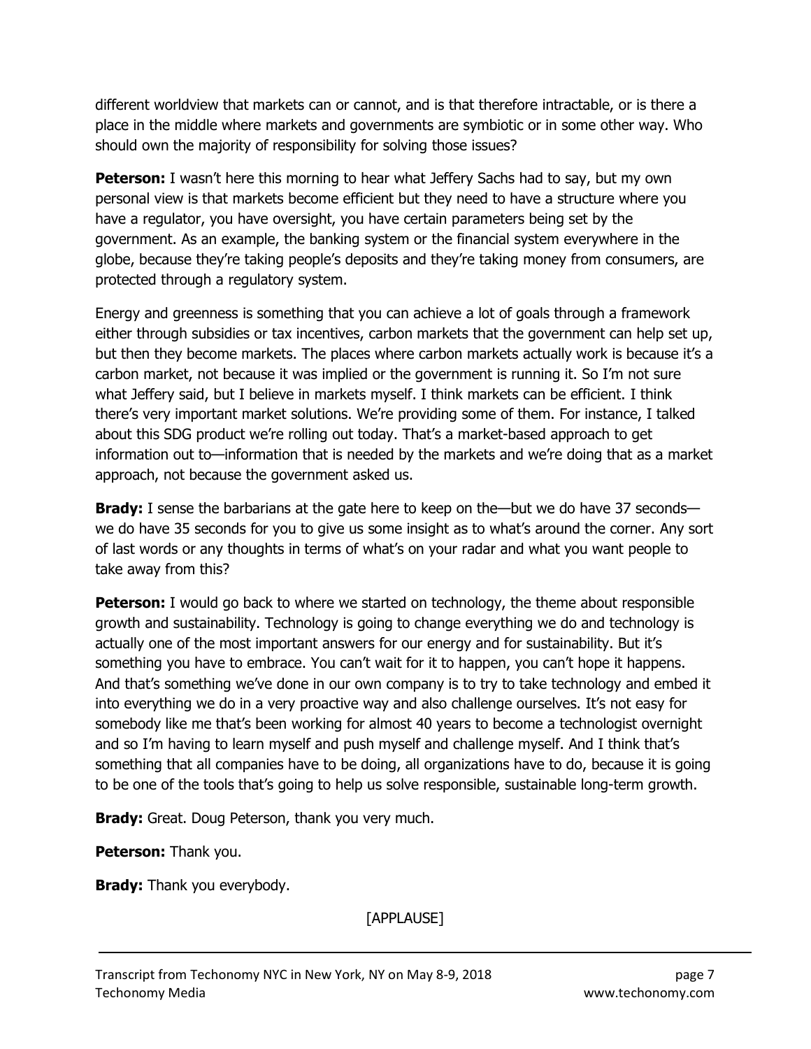different worldview that markets can or cannot, and is that therefore intractable, or is there a place in the middle where markets and governments are symbiotic or in some other way. Who should own the majority of responsibility for solving those issues?

**Peterson:** I wasn't here this morning to hear what Jeffery Sachs had to say, but my own personal view is that markets become efficient but they need to have a structure where you have a regulator, you have oversight, you have certain parameters being set by the government. As an example, the banking system or the financial system everywhere in the globe, because they're taking people's deposits and they're taking money from consumers, are protected through a regulatory system.

Energy and greenness is something that you can achieve a lot of goals through a framework either through subsidies or tax incentives, carbon markets that the government can help set up, but then they become markets. The places where carbon markets actually work is because it's a carbon market, not because it was implied or the government is running it. So I'm not sure what Jeffery said, but I believe in markets myself. I think markets can be efficient. I think there's very important market solutions. We're providing some of them. For instance, I talked about this SDG product we're rolling out today. That's a market-based approach to get information out to—information that is needed by the markets and we're doing that as a market approach, not because the government asked us.

**Brady:** I sense the barbarians at the gate here to keep on the—but we do have 37 seconds—we do have 35 seconds for you to give us some insight as to what's around the corner. Any sort of last words or any thoughts in terms of what's on your radar and what you want people to take away from this?

**Peterson:** I would go back to where we started on technology, the theme about responsible growth and sustainability. Technology is going to change everything we do and technology is actually one of the most important answers for our energy and for sustainability. But it's something you have to embrace. You can't wait for it to happen, you can't hope it happens. And that's something we've done in our own company is to try to take technology and embed it into everything we do in a very proactive way and also challenge ourselves. It's not easy for somebody like me that's been working for almost 40 years to become a technologist overnight and so I'm having to learn myself and push myself and challenge myself. And I think that's something that all companies have to be doing, all organizations have to do, because it is going to be one of the tools that's going to help us solve responsible, sustainable long-term growth.

**Brady:** Great. Doug Peterson, thank you very much.

**Peterson:** Thank you.

**Brady:** Thank you everybody.

[APPLAUSE]